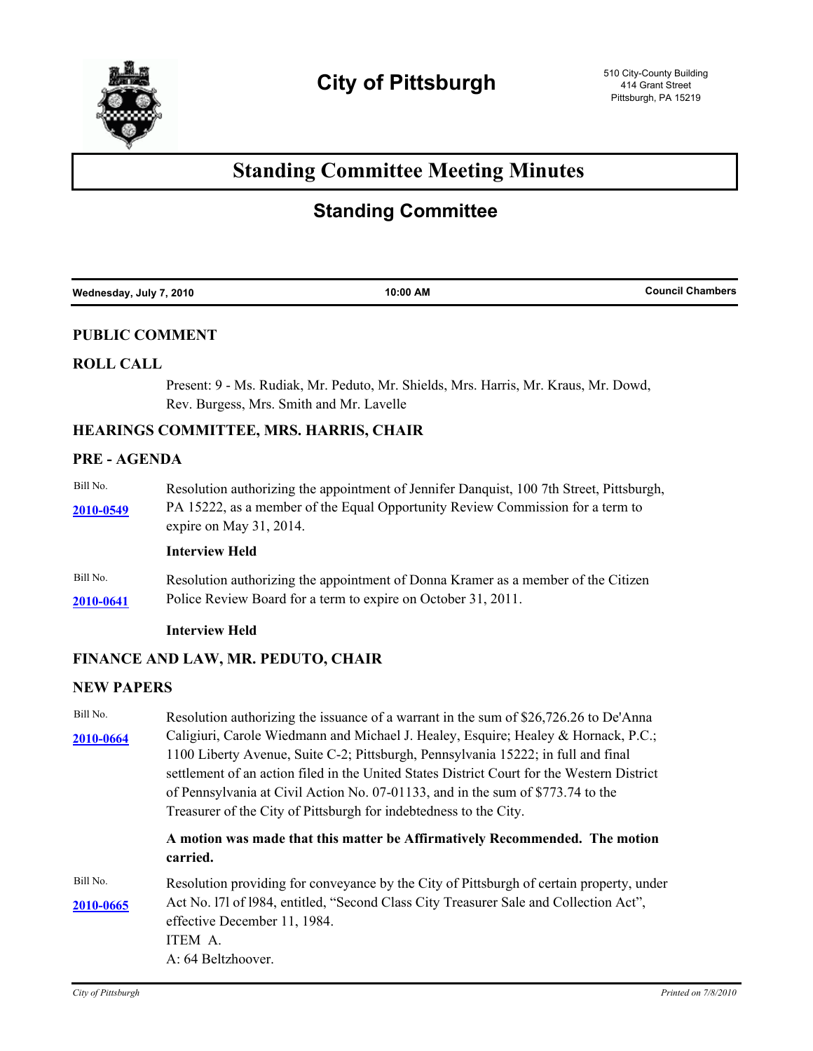# City of Pittsburgh

510 City-County Building
414 Grant Street
Pittsburgh, PA 15219

# Standing Committee Meeting Minutes

## Standing Committee

**Wednesday, July 7, 2010** | **10:00 AM** | **Council Chambers**

### PUBLIC COMMENT

### ROLL CALL

Present: 9 - Ms. Rudiak, Mr. Peduto, Mr. Shields, Mrs. Harris, Mr. Kraus, Mr. Dowd, Rev. Burgess, Mrs. Smith and Mr. Lavelle

### HEARINGS COMMITTEE, MRS. HARRIS, CHAIR

### PRE - AGENDA

Bill No. **2010-0549**

Resolution authorizing the appointment of Jennifer Danquist, 100 7th Street, Pittsburgh, PA 15222, as a member of the Equal Opportunity Review Commission for a term to expire on May 31, 2014.

**Interview Held**

Bill No. **2010-0641**

Resolution authorizing the appointment of Donna Kramer as a member of the Citizen Police Review Board for a term to expire on October 31, 2011.

**Interview Held**

### FINANCE AND LAW, MR. PEDUTO, CHAIR

### NEW PAPERS

Bill No. **2010-0664**

Resolution authorizing the issuance of a warrant in the sum of $26,726.26 to De'Anna Caligiuri, Carole Wiedmann and Michael J. Healey, Esquire; Healey & Hornack, P.C.; 1100 Liberty Avenue, Suite C-2; Pittsburgh, Pennsylvania 15222; in full and final settlement of an action filed in the United States District Court for the Western District of Pennsylvania at Civil Action No. 07-01133, and in the sum of $773.74 to the Treasurer of the City of Pittsburgh for indebtedness to the City.

**A motion was made that this matter be Affirmatively Recommended. The motion carried.**

Bill No. **2010-0665**

Resolution providing for conveyance by the City of Pittsburgh of certain property, under Act No. l7l of l984, entitled, "Second Class City Treasurer Sale and Collection Act", effective December 11, 1984.
ITEM A.
A: 64 Beltzhoover.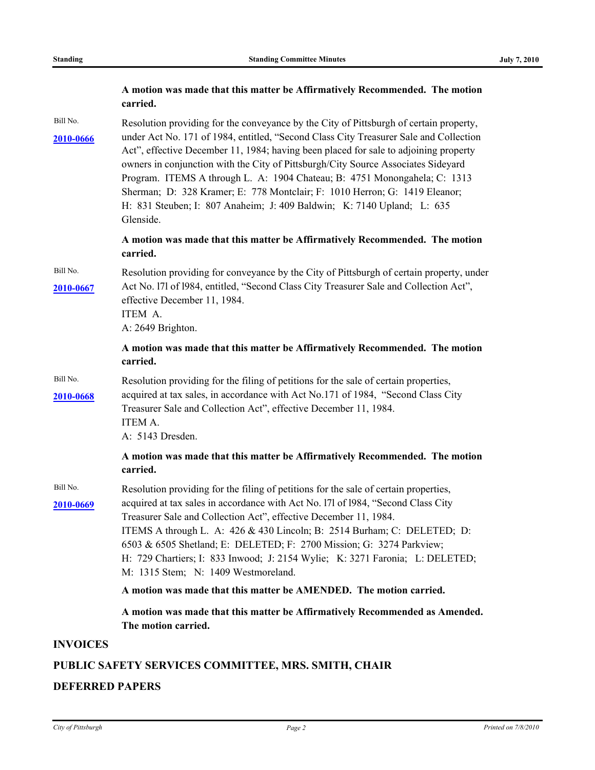**A motion was made that this matter be Affirmatively Recommended. The motion carried.**

Bill No. **2010-0666**

Resolution providing for the conveyance by the City of Pittsburgh of certain property, under Act No. 171 of 1984, entitled, "Second Class City Treasurer Sale and Collection Act", effective December 11, 1984; having been placed for sale to adjoining property owners in conjunction with the City of Pittsburgh/City Source Associates Sideyard Program. ITEMS A through L. A: 1904 Chateau; B: 4751 Monongahela; C: 1313 Sherman; D: 328 Kramer; E: 778 Montclair; F: 1010 Herron; G: 1419 Eleanor; H: 831 Steuben; I: 807 Anaheim; J: 409 Baldwin; K: 7140 Upland; L: 635 Glenside.

**A motion was made that this matter be Affirmatively Recommended. The motion carried.**

Bill No. **2010-0667**

Resolution providing for conveyance by the City of Pittsburgh of certain property, under Act No. l7l of l984, entitled, "Second Class City Treasurer Sale and Collection Act", effective December 11, 1984.
ITEM A.
A: 2649 Brighton.

**A motion was made that this matter be Affirmatively Recommended. The motion carried.**

Bill No. **2010-0668**

Resolution providing for the filing of petitions for the sale of certain properties, acquired at tax sales, in accordance with Act No.171 of 1984, "Second Class City Treasurer Sale and Collection Act", effective December 11, 1984.
ITEM A.
A: 5143 Dresden.

**A motion was made that this matter be Affirmatively Recommended. The motion carried.**

Bill No. **2010-0669**

Resolution providing for the filing of petitions for the sale of certain properties, acquired at tax sales in accordance with Act No. l7l of l984, "Second Class City Treasurer Sale and Collection Act", effective December 11, 1984.
ITEMS A through L. A: 426 & 430 Lincoln; B: 2514 Burham; C: DELETED; D: 6503 & 6505 Shetland; E: DELETED; F: 2700 Mission; G: 3274 Parkview; H: 729 Chartiers; I: 833 Inwood; J: 2154 Wylie; K: 3271 Faronia; L: DELETED; M: 1315 Stem; N: 1409 Westmoreland.

**A motion was made that this matter be AMENDED. The motion carried.**

**A motion was made that this matter be Affirmatively Recommended as Amended. The motion carried.**

## INVOICES

## PUBLIC SAFETY SERVICES COMMITTEE, MRS. SMITH, CHAIR

## DEFERRED PAPERS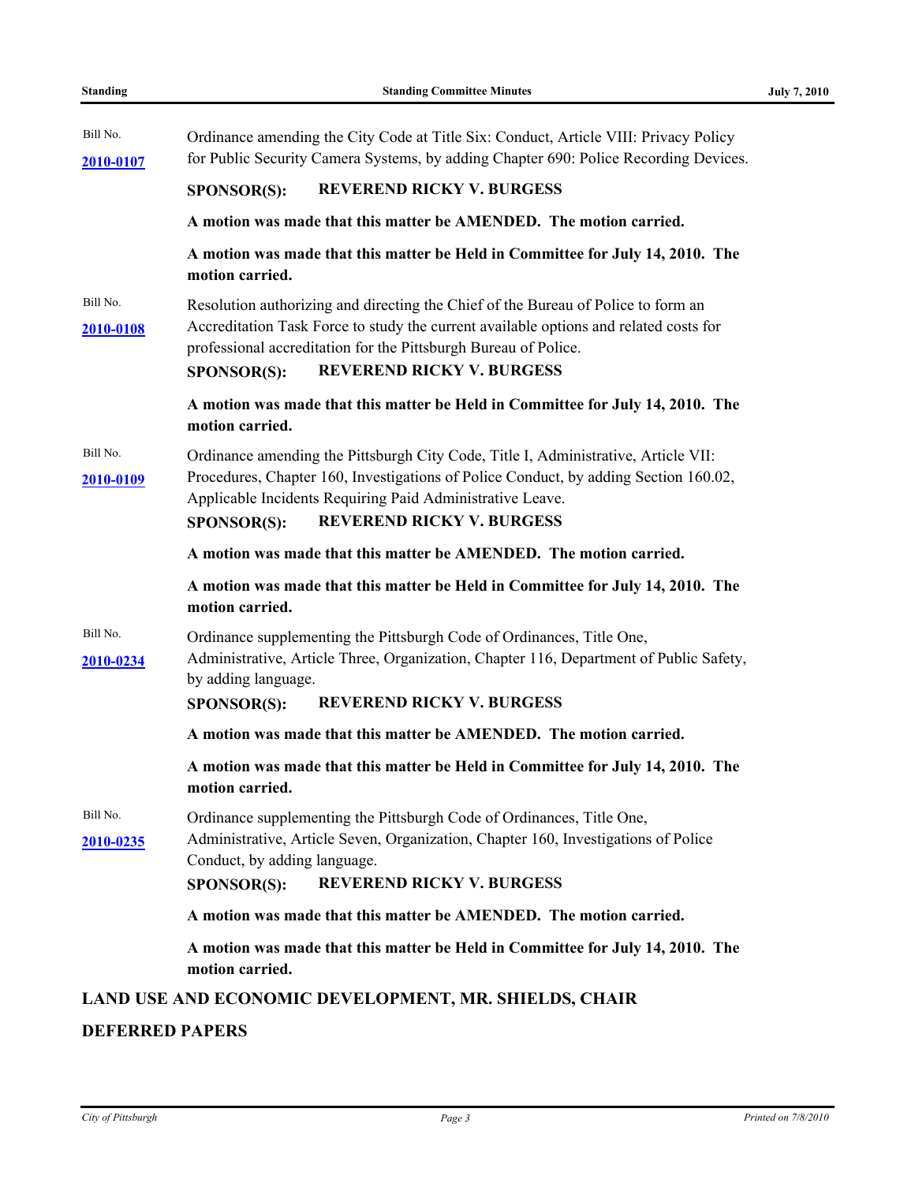Bill No. **2010-0107**

Ordinance amending the City Code at Title Six: Conduct, Article VIII: Privacy Policy for Public Security Camera Systems, by adding Chapter 690: Police Recording Devices.

**SPONSOR(S): REVEREND RICKY V. BURGESS**

**A motion was made that this matter be AMENDED. The motion carried.**

**A motion was made that this matter be Held in Committee for July 14, 2010. The motion carried.**

Bill No. **2010-0108**

Resolution authorizing and directing the Chief of the Bureau of Police to form an Accreditation Task Force to study the current available options and related costs for professional accreditation for the Pittsburgh Bureau of Police.

**SPONSOR(S): REVEREND RICKY V. BURGESS**

**A motion was made that this matter be Held in Committee for July 14, 2010. The motion carried.**

Bill No. **2010-0109**

Ordinance amending the Pittsburgh City Code, Title I, Administrative, Article VII: Procedures, Chapter 160, Investigations of Police Conduct, by adding Section 160.02, Applicable Incidents Requiring Paid Administrative Leave.

**SPONSOR(S): REVEREND RICKY V. BURGESS**

**A motion was made that this matter be AMENDED. The motion carried.**

**A motion was made that this matter be Held in Committee for July 14, 2010. The motion carried.**

Bill No. **2010-0234**

Ordinance supplementing the Pittsburgh Code of Ordinances, Title One, Administrative, Article Three, Organization, Chapter 116, Department of Public Safety, by adding language.

**SPONSOR(S): REVEREND RICKY V. BURGESS**

**A motion was made that this matter be AMENDED. The motion carried.**

**A motion was made that this matter be Held in Committee for July 14, 2010. The motion carried.**

Bill No. **2010-0235**

Ordinance supplementing the Pittsburgh Code of Ordinances, Title One, Administrative, Article Seven, Organization, Chapter 160, Investigations of Police Conduct, by adding language.

**SPONSOR(S): REVEREND RICKY V. BURGESS**

**A motion was made that this matter be AMENDED. The motion carried.**

**A motion was made that this matter be Held in Committee for July 14, 2010. The motion carried.**

## LAND USE AND ECONOMIC DEVELOPMENT, MR. SHIELDS, CHAIR

## DEFERRED PAPERS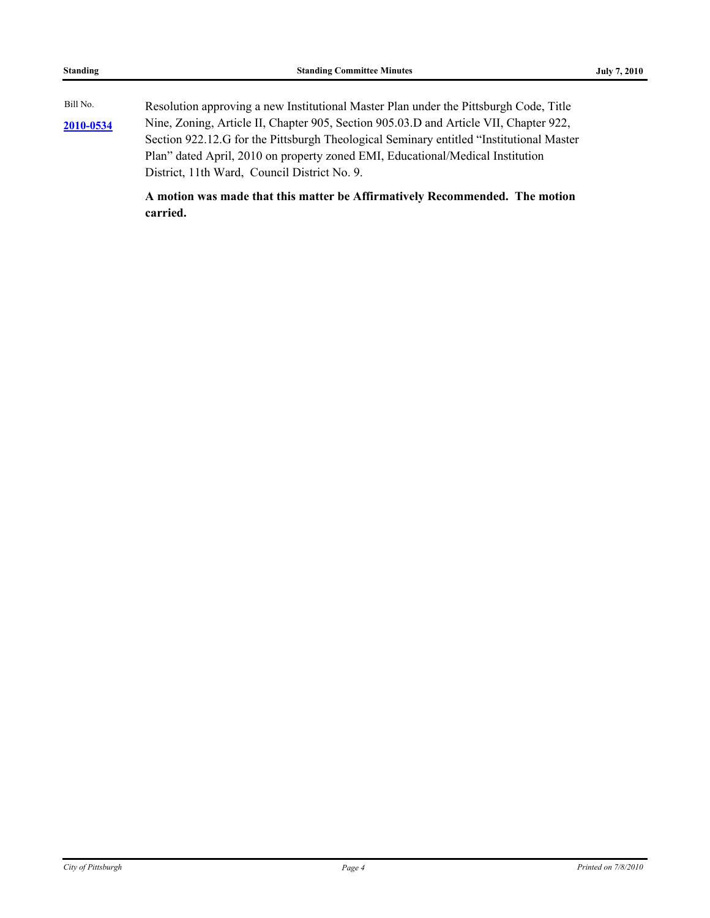Bill No.

**2010-0534**

Resolution approving a new Institutional Master Plan under the Pittsburgh Code, Title Nine, Zoning, Article II, Chapter 905, Section 905.03.D and Article VII, Chapter 922, Section 922.12.G for the Pittsburgh Theological Seminary entitled "Institutional Master Plan" dated April, 2010 on property zoned EMI, Educational/Medical Institution District, 11th Ward, Council District No. 9.

**A motion was made that this matter be Affirmatively Recommended. The motion carried.**